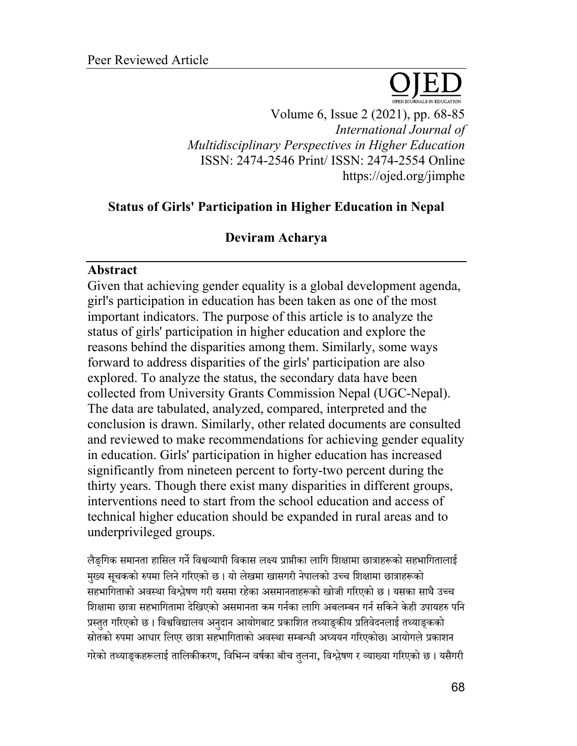Peer Reviewed Article

# Status of Girls' Participation in Higher Education in Nepal

**Deviram Acharya**

## Abstract

Given that achieving gender equality is a global development agenda, girl's participation in education has been taken as one of the most important indicators. The purpose of this article is to analyze the status of girls' participation in higher education and explore the reasons behind the disparities among them. Similarly, some ways forward to address disparities of the girls' participation are also explored. To analyze the status, the secondary data have been collected from University Grants Commission Nepal (UGC-Nepal). The data are tabulated, analyzed, compared, interpreted and the conclusion is drawn. Similarly, other related documents are consulted and reviewed to make recommendations for achieving gender equality in education. Girls' participation in higher education has increased significantly from nineteen percent to forty-two percent during the thirty years. Though there exist many disparities in different groups, interventions need to start from the school education and access of technical higher education should be expanded in rural areas and to underprivileged groups.

लैङ्गिक समानता हासिल गर्ने विश्वव्यापी विकास लक्ष्य प्राप्तीका लागि शिक्षामा छात्राहरूको सहभागितालाई मुख्य सूचकको रुपमा लिने गरिएको छ । यो लेखमा खासगरी नेपालको उच्च शिक्षामा छात्राहरूको सहभागिताको अवस्था विश्लेषण गरी यसमा रहेका असमानताहरूको खोजी गरिएको छ । यसका साथै उच्च शिक्षामा छात्रा सहभागितामा देखिएको असमानता कम गर्नका लागि अबलम्बन गर्न सकिने केही उपायहरु पनि प्रस्तुत गरिएको छ । विश्वविद्यालय अनुदान आयोगबाट प्रकाशित तथ्याङ्कीय प्रतिवेदनलाई तथ्याङ्कको स्रोतको रुपमा आधार लिएर छात्रा सहभागिताको अवस्था सम्बन्धी अध्ययन गरिएकोछ। आयोगले प्रकाशन गरेको तथ्याङ्कहरूलाई तालिकीकरण, विभिन्न वर्षका बीच तुलना, विश्लेषण र व्याख्या गरिएको छ । यसैगरी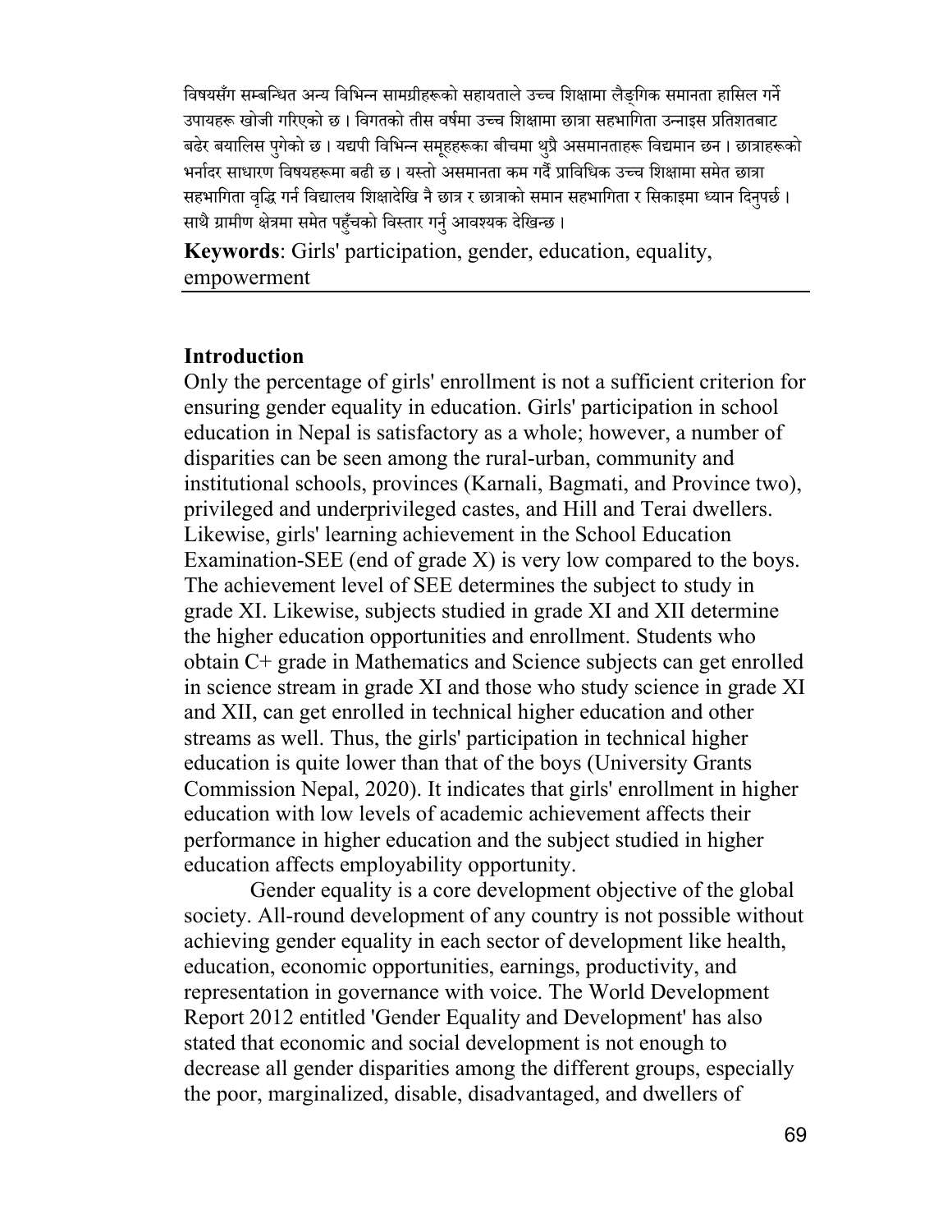विषयसँग सम्बन्धित अन्य विभिन्न सामग्रीहरूको सहायताले उच्च शिक्षामा लैङ्गिक समानता हासिल गर्ने उपायहरू खोजी गरिएको छ । विगतको तीस वर्षमा उच्च शिक्षामा छात्रा सहभागिता उन्नाइस प्रतिशतबाट बढेर बयालिस पुगेको छ । यद्यपी विभिन्न समूहहरूका बीचमा थुप्रै असमानताहरू विद्यमान छन । छात्राहरूको भर्नादर साधारण विषयहरूमा बढी छ । यस्तो असमानता कम गर्दै प्राविधिक उच्च शिक्षामा समेत छात्रा सहभागिता वृद्धि गर्न विद्यालय शिक्षादेखि नै छात्र र छात्राको समान सहभागिता र सिकाइमा ध्यान दिनुपर्छ । साथै ग्रामीण क्षेत्रमा समेत पहुँचको विस्तार गर्नु आवश्यक देखिन्छ ।

**Keywords**: Girls' participation, gender, education, equality, empowerment

## Introduction

Only the percentage of girls' enrollment is not a sufficient criterion for ensuring gender equality in education. Girls' participation in school education in Nepal is satisfactory as a whole; however, a number of disparities can be seen among the rural-urban, community and institutional schools, provinces (Karnali, Bagmati, and Province two), privileged and underprivileged castes, and Hill and Terai dwellers. Likewise, girls' learning achievement in the School Education Examination-SEE (end of grade X) is very low compared to the boys. The achievement level of SEE determines the subject to study in grade XI. Likewise, subjects studied in grade XI and XII determine the higher education opportunities and enrollment. Students who obtain C+ grade in Mathematics and Science subjects can get enrolled in science stream in grade XI and those who study science in grade XI and XII, can get enrolled in technical higher education and other streams as well. Thus, the girls' participation in technical higher education is quite lower than that of the boys (University Grants Commission Nepal, 2020). It indicates that girls' enrollment in higher education with low levels of academic achievement affects their performance in higher education and the subject studied in higher education affects employability opportunity.

Gender equality is a core development objective of the global society. All-round development of any country is not possible without achieving gender equality in each sector of development like health, education, economic opportunities, earnings, productivity, and representation in governance with voice. The World Development Report 2012 entitled 'Gender Equality and Development' has also stated that economic and social development is not enough to decrease all gender disparities among the different groups, especially the poor, marginalized, disable, disadvantaged, and dwellers of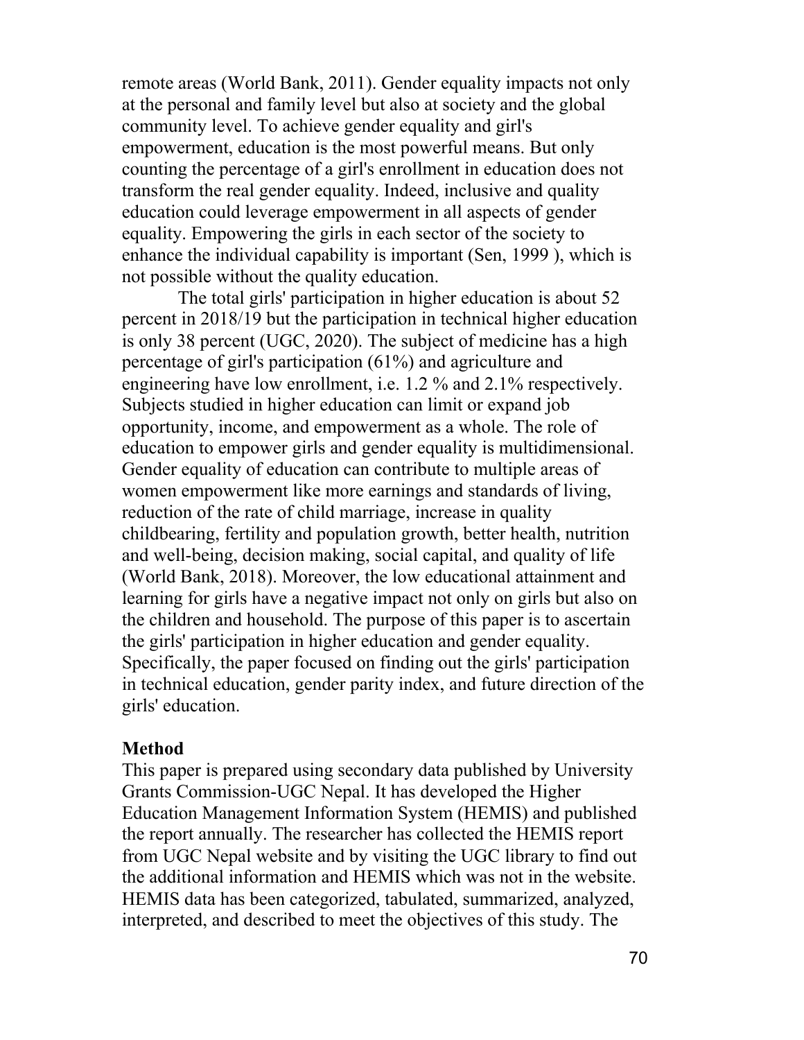remote areas (World Bank, 2011). Gender equality impacts not only at the personal and family level but also at society and the global community level. To achieve gender equality and girl's empowerment, education is the most powerful means. But only counting the percentage of a girl's enrollment in education does not transform the real gender equality. Indeed, inclusive and quality education could leverage empowerment in all aspects of gender equality. Empowering the girls in each sector of the society to enhance the individual capability is important (Sen, 1999 ), which is not possible without the quality education.

The total girls' participation in higher education is about 52 percent in 2018/19 but the participation in technical higher education is only 38 percent (UGC, 2020). The subject of medicine has a high percentage of girl's participation (61%) and agriculture and engineering have low enrollment, i.e. 1.2 % and 2.1% respectively. Subjects studied in higher education can limit or expand job opportunity, income, and empowerment as a whole. The role of education to empower girls and gender equality is multidimensional. Gender equality of education can contribute to multiple areas of women empowerment like more earnings and standards of living, reduction of the rate of child marriage, increase in quality childbearing, fertility and population growth, better health, nutrition and well-being, decision making, social capital, and quality of life (World Bank, 2018). Moreover, the low educational attainment and learning for girls have a negative impact not only on girls but also on the children and household. The purpose of this paper is to ascertain the girls' participation in higher education and gender equality. Specifically, the paper focused on finding out the girls' participation in technical education, gender parity index, and future direction of the girls' education.

## Method

This paper is prepared using secondary data published by University Grants Commission-UGC Nepal. It has developed the Higher Education Management Information System (HEMIS) and published the report annually. The researcher has collected the HEMIS report from UGC Nepal website and by visiting the UGC library to find out the additional information and HEMIS which was not in the website. HEMIS data has been categorized, tabulated, summarized, analyzed, interpreted, and described to meet the objectives of this study. The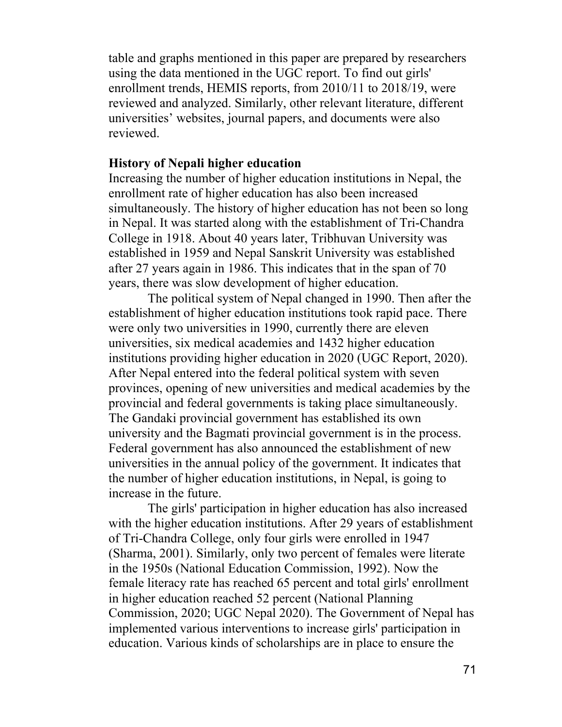table and graphs mentioned in this paper are prepared by researchers using the data mentioned in the UGC report. To find out girls' enrollment trends, HEMIS reports, from 2010/11 to 2018/19, were reviewed and analyzed. Similarly, other relevant literature, different universities' websites, journal papers, and documents were also reviewed.

## History of Nepali higher education

Increasing the number of higher education institutions in Nepal, the enrollment rate of higher education has also been increased simultaneously. The history of higher education has not been so long in Nepal. It was started along with the establishment of Tri-Chandra College in 1918. About 40 years later, Tribhuvan University was established in 1959 and Nepal Sanskrit University was established after 27 years again in 1986. This indicates that in the span of 70 years, there was slow development of higher education.

The political system of Nepal changed in 1990. Then after the establishment of higher education institutions took rapid pace. There were only two universities in 1990, currently there are eleven universities, six medical academies and 1432 higher education institutions providing higher education in 2020 (UGC Report, 2020). After Nepal entered into the federal political system with seven provinces, opening of new universities and medical academies by the provincial and federal governments is taking place simultaneously. The Gandaki provincial government has established its own university and the Bagmati provincial government is in the process. Federal government has also announced the establishment of new universities in the annual policy of the government. It indicates that the number of higher education institutions, in Nepal, is going to increase in the future.

The girls' participation in higher education has also increased with the higher education institutions. After 29 years of establishment of Tri-Chandra College, only four girls were enrolled in 1947 (Sharma, 2001). Similarly, only two percent of females were literate in the 1950s (National Education Commission, 1992). Now the female literacy rate has reached 65 percent and total girls' enrollment in higher education reached 52 percent (National Planning Commission, 2020; UGC Nepal 2020). The Government of Nepal has implemented various interventions to increase girls' participation in education. Various kinds of scholarships are in place to ensure the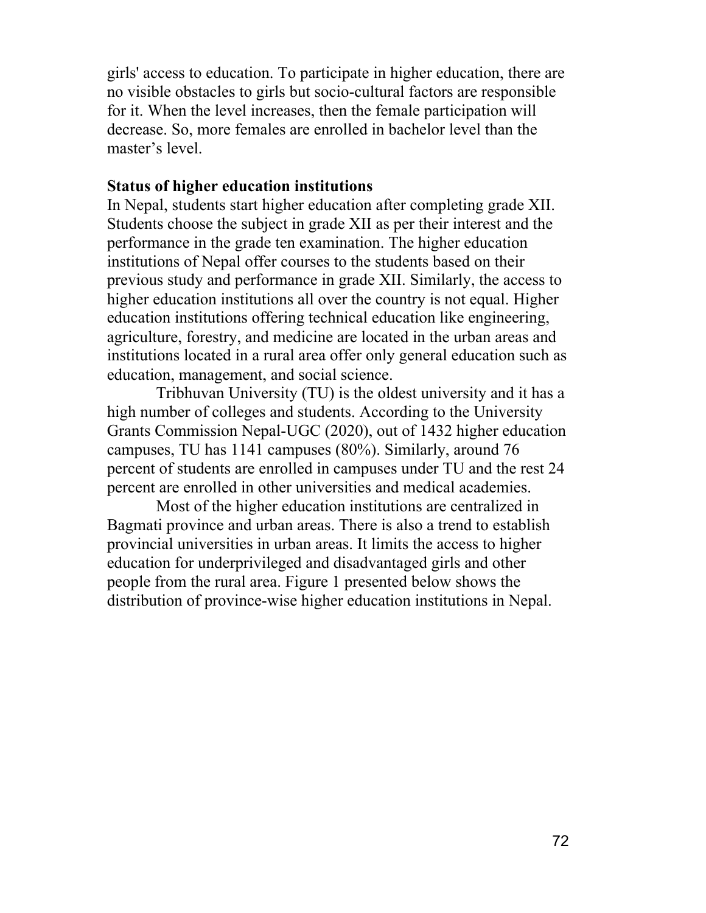girls' access to education. To participate in higher education, there are no visible obstacles to girls but socio-cultural factors are responsible for it. When the level increases, then the female participation will decrease. So, more females are enrolled in bachelor level than the master's level.

**Status of higher education institutions**

In Nepal, students start higher education after completing grade XII. Students choose the subject in grade XII as per their interest and the performance in the grade ten examination. The higher education institutions of Nepal offer courses to the students based on their previous study and performance in grade XII. Similarly, the access to higher education institutions all over the country is not equal. Higher education institutions offering technical education like engineering, agriculture, forestry, and medicine are located in the urban areas and institutions located in a rural area offer only general education such as education, management, and social science.

Tribhuvan University (TU) is the oldest university and it has a high number of colleges and students. According to the University Grants Commission Nepal-UGC (2020), out of 1432 higher education campuses, TU has 1141 campuses (80%). Similarly, around 76 percent of students are enrolled in campuses under TU and the rest 24 percent are enrolled in other universities and medical academies.

Most of the higher education institutions are centralized in Bagmati province and urban areas. There is also a trend to establish provincial universities in urban areas. It limits the access to higher education for underprivileged and disadvantaged girls and other people from the rural area. Figure 1 presented below shows the distribution of province-wise higher education institutions in Nepal.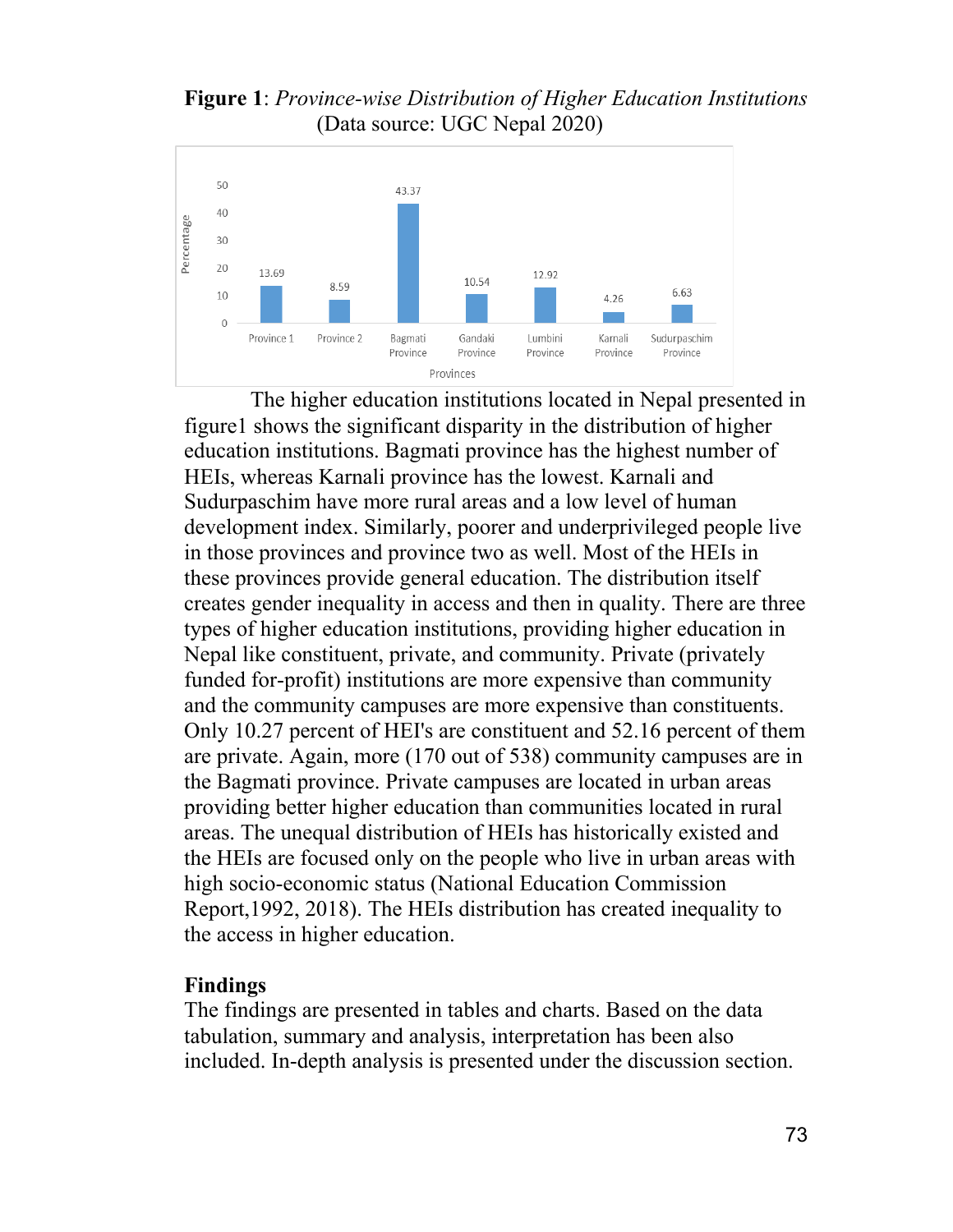**Figure 1**: *Province-wise Distribution of Higher Education Institutions* (Data source: UGC Nepal 2020)

| Provinces | Percentage |
|---|---|
| Province 1 | 13.69 |
| Province 2 | 8.59 |
| Bagmati Province | 43.37 |
| Gandaki Province | 10.54 |
| Lumbini Province | 12.92 |
| Karnali Province | 4.26 |
| Sudurpaschim Province | 6.63 |

The higher education institutions located in Nepal presented in figure1 shows the significant disparity in the distribution of higher education institutions. Bagmati province has the highest number of HEIs, whereas Karnali province has the lowest. Karnali and Sudurpaschim have more rural areas and a low level of human development index. Similarly, poorer and underprivileged people live in those provinces and province two as well. Most of the HEIs in these provinces provide general education. The distribution itself creates gender inequality in access and then in quality. There are three types of higher education institutions, providing higher education in Nepal like constituent, private, and community. Private (privately funded for-profit) institutions are more expensive than community and the community campuses are more expensive than constituents. Only 10.27 percent of HEI's are constituent and 52.16 percent of them are private. Again, more (170 out of 538) community campuses are in the Bagmati province. Private campuses are located in urban areas providing better higher education than communities located in rural areas. The unequal distribution of HEIs has historically existed and the HEIs are focused only on the people who live in urban areas with high socio-economic status (National Education Commission Report,1992, 2018). The HEIs distribution has created inequality to the access in higher education.

## Findings

The findings are presented in tables and charts. Based on the data tabulation, summary and analysis, interpretation has been also included. In-depth analysis is presented under the discussion section.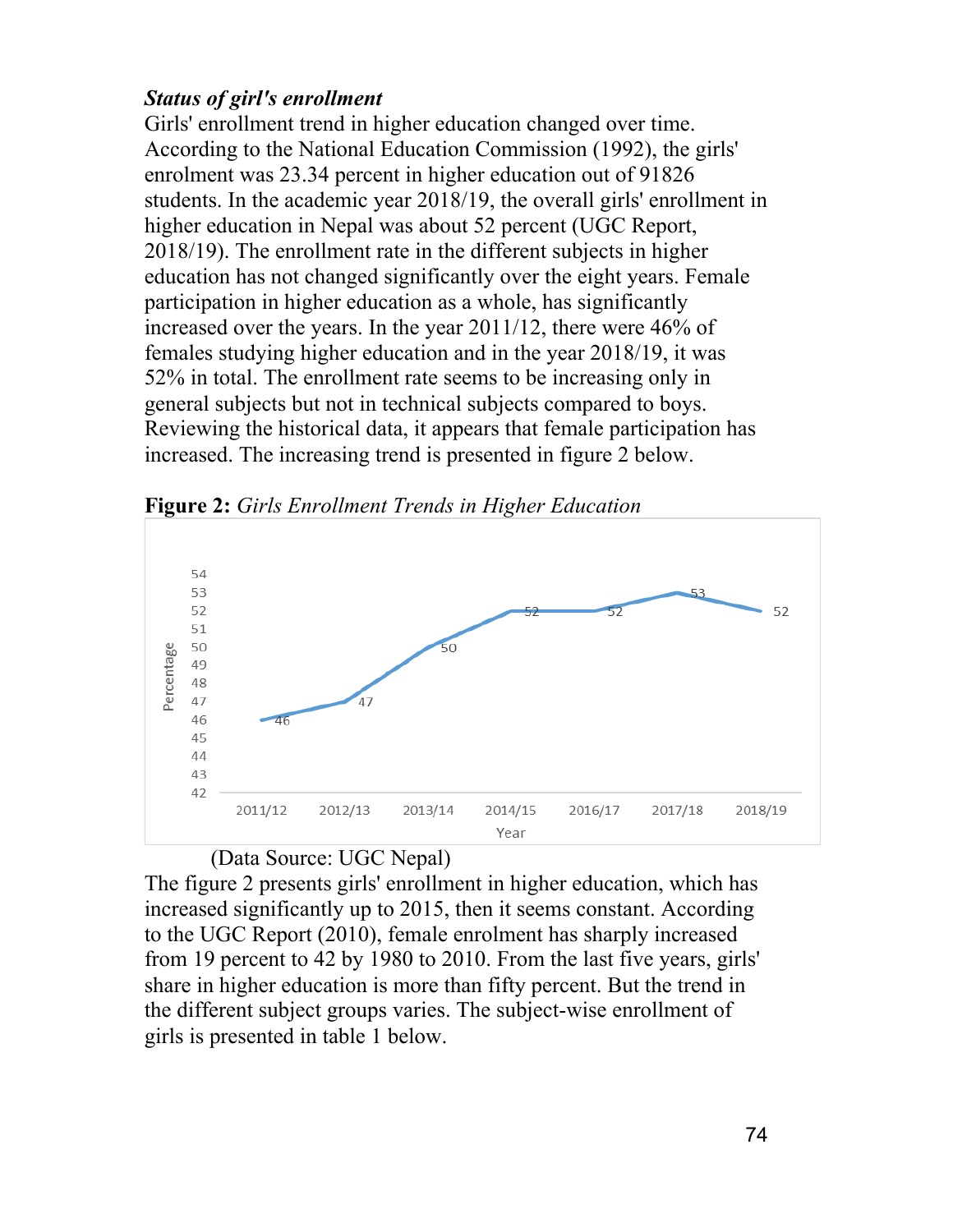***Status of girl's enrollment***

Girls' enrollment trend in higher education changed over time. According to the National Education Commission (1992), the girls' enrolment was 23.34 percent in higher education out of 91826 students. In the academic year 2018/19, the overall girls' enrollment in higher education in Nepal was about 52 percent (UGC Report, 2018/19). The enrollment rate in the different subjects in higher education has not changed significantly over the eight years. Female participation in higher education as a whole, has significantly increased over the years. In the year 2011/12, there were 46% of females studying higher education and in the year 2018/19, it was 52% in total. The enrollment rate seems to be increasing only in general subjects but not in technical subjects compared to boys. Reviewing the historical data, it appears that female participation has increased. The increasing trend is presented in figure 2 below.

**Figure 2:** *Girls Enrollment Trends in Higher Education*

| Year | Percentage |
|---|---|
| 2011/12 | 46 |
| 2012/13 | 47 |
| 2013/14 | 50 |
| 2014/15 | 52 |
| 2016/17 | 52 |
| 2017/18 | 53 |
| 2018/19 | 52 |

(Data Source: UGC Nepal)

The figure 2 presents girls' enrollment in higher education, which has increased significantly up to 2015, then it seems constant. According to the UGC Report (2010), female enrolment has sharply increased from 19 percent to 42 by 1980 to 2010. From the last five years, girls' share in higher education is more than fifty percent. But the trend in the different subject groups varies. The subject-wise enrollment of girls is presented in table 1 below.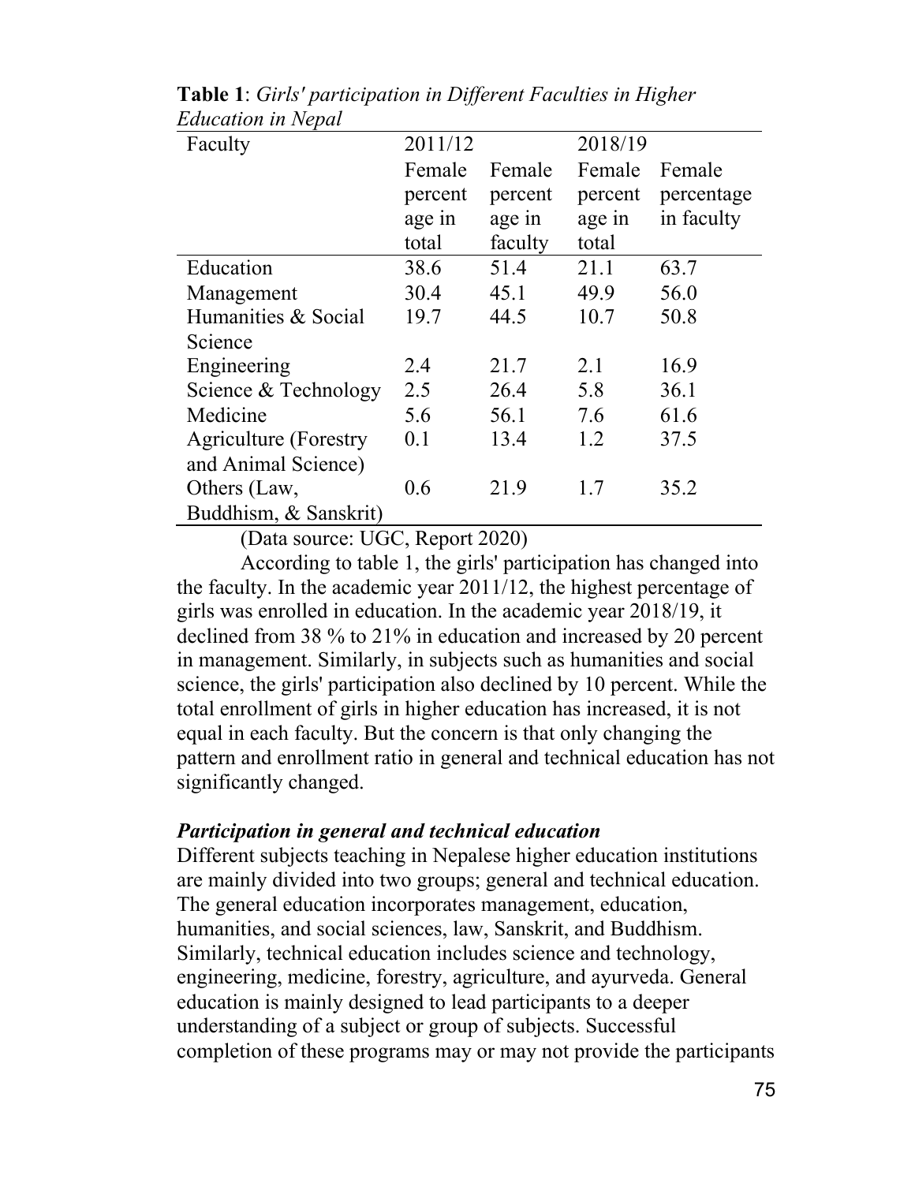**Table 1**: *Girls' participation in Different Faculties in Higher Education in Nepal*

| Faculty | 2011/12 | | 2018/19 | |
|---|---|---|---|---|
| | Female percentage in total | Female percentage in faculty | Female percentage in total | Female percentage in faculty |
| Education | 38.6 | 51.4 | 21.1 | 63.7 |
| Management | 30.4 | 45.1 | 49.9 | 56.0 |
| Humanities & Social Science | 19.7 | 44.5 | 10.7 | 50.8 |
| Engineering | 2.4 | 21.7 | 2.1 | 16.9 |
| Science & Technology | 2.5 | 26.4 | 5.8 | 36.1 |
| Medicine | 5.6 | 56.1 | 7.6 | 61.6 |
| Agriculture (Forestry and Animal Science) | 0.1 | 13.4 | 1.2 | 37.5 |
| Others (Law, Buddhism, & Sanskrit) | 0.6 | 21.9 | 1.7 | 35.2 |

(Data source: UGC, Report 2020)

According to table 1, the girls' participation has changed into the faculty. In the academic year 2011/12, the highest percentage of girls was enrolled in education. In the academic year 2018/19, it declined from 38 % to 21% in education and increased by 20 percent in management. Similarly, in subjects such as humanities and social science, the girls' participation also declined by 10 percent. While the total enrollment of girls in higher education has increased, it is not equal in each faculty. But the concern is that only changing the pattern and enrollment ratio in general and technical education has not significantly changed.

### *Participation in general and technical education*

Different subjects teaching in Nepalese higher education institutions are mainly divided into two groups; general and technical education. The general education incorporates management, education, humanities, and social sciences, law, Sanskrit, and Buddhism. Similarly, technical education includes science and technology, engineering, medicine, forestry, agriculture, and ayurveda. General education is mainly designed to lead participants to a deeper understanding of a subject or group of subjects. Successful completion of these programs may or may not provide the participants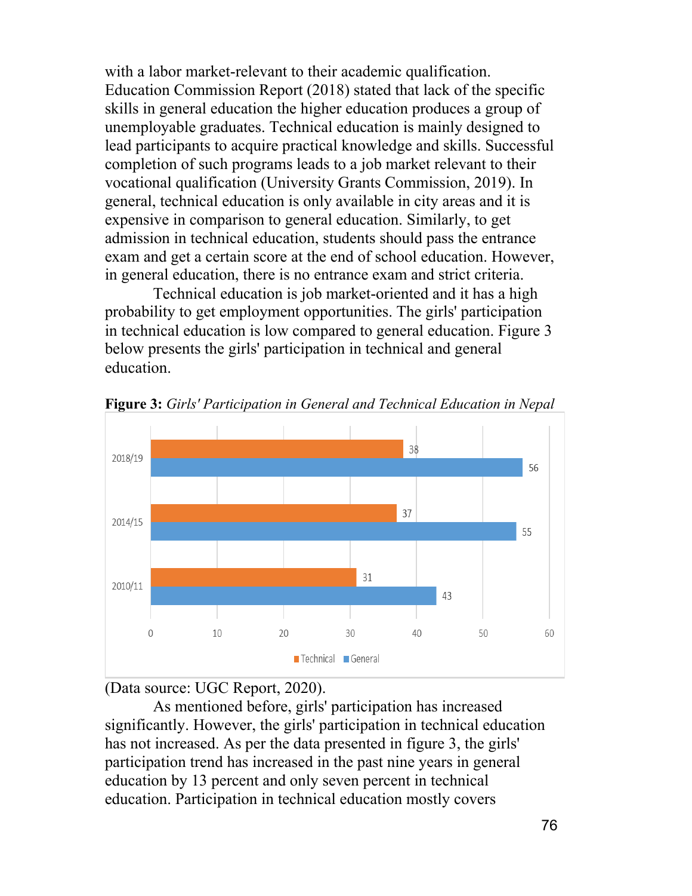with a labor market-relevant to their academic qualification. Education Commission Report (2018) stated that lack of the specific skills in general education the higher education produces a group of unemployable graduates. Technical education is mainly designed to lead participants to acquire practical knowledge and skills. Successful completion of such programs leads to a job market relevant to their vocational qualification (University Grants Commission, 2019). In general, technical education is only available in city areas and it is expensive in comparison to general education. Similarly, to get admission in technical education, students should pass the entrance exam and get a certain score at the end of school education. However, in general education, there is no entrance exam and strict criteria.

Technical education is job market-oriented and it has a high probability to get employment opportunities. The girls' participation in technical education is low compared to general education. Figure 3 below presents the girls' participation in technical and general education.

**Figure 3:** *Girls' Participation in General and Technical Education in Nepal*

| Year | Technical | General |
|---|---|---|
| 2018/19 | 38 | 56 |
| 2014/15 | 37 | 55 |
| 2010/11 | 31 | 43 |

(Data source: UGC Report, 2020).

As mentioned before, girls' participation has increased significantly. However, the girls' participation in technical education has not increased. As per the data presented in figure 3, the girls' participation trend has increased in the past nine years in general education by 13 percent and only seven percent in technical education. Participation in technical education mostly covers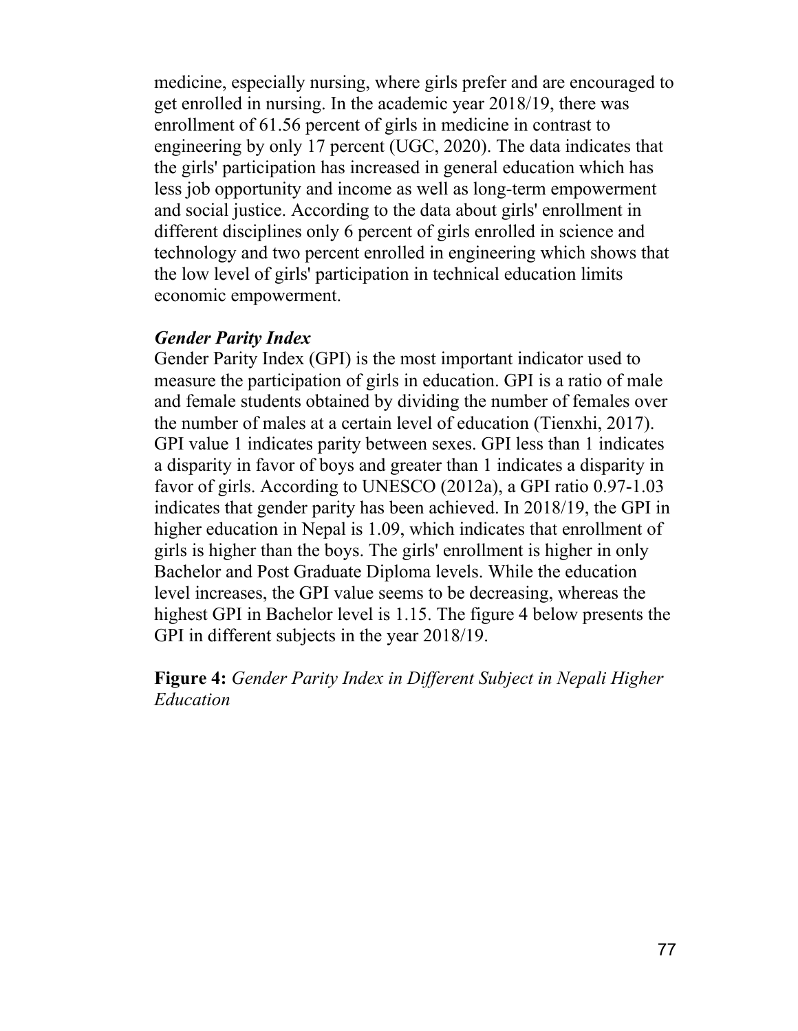medicine, especially nursing, where girls prefer and are encouraged to get enrolled in nursing. In the academic year 2018/19, there was enrollment of 61.56 percent of girls in medicine in contrast to engineering by only 17 percent (UGC, 2020). The data indicates that the girls' participation has increased in general education which has less job opportunity and income as well as long-term empowerment and social justice. According to the data about girls' enrollment in different disciplines only 6 percent of girls enrolled in science and technology and two percent enrolled in engineering which shows that the low level of girls' participation in technical education limits economic empowerment.

### *Gender Parity Index*

Gender Parity Index (GPI) is the most important indicator used to measure the participation of girls in education. GPI is a ratio of male and female students obtained by dividing the number of females over the number of males at a certain level of education (Tienxhi, 2017). GPI value 1 indicates parity between sexes. GPI less than 1 indicates a disparity in favor of boys and greater than 1 indicates a disparity in favor of girls. According to UNESCO (2012a), a GPI ratio 0.97-1.03 indicates that gender parity has been achieved. In 2018/19, the GPI in higher education in Nepal is 1.09, which indicates that enrollment of girls is higher than the boys. The girls' enrollment is higher in only Bachelor and Post Graduate Diploma levels. While the education level increases, the GPI value seems to be decreasing, whereas the highest GPI in Bachelor level is 1.15. The figure 4 below presents the GPI in different subjects in the year 2018/19.

**Figure 4:** *Gender Parity Index in Different Subject in Nepali Higher Education*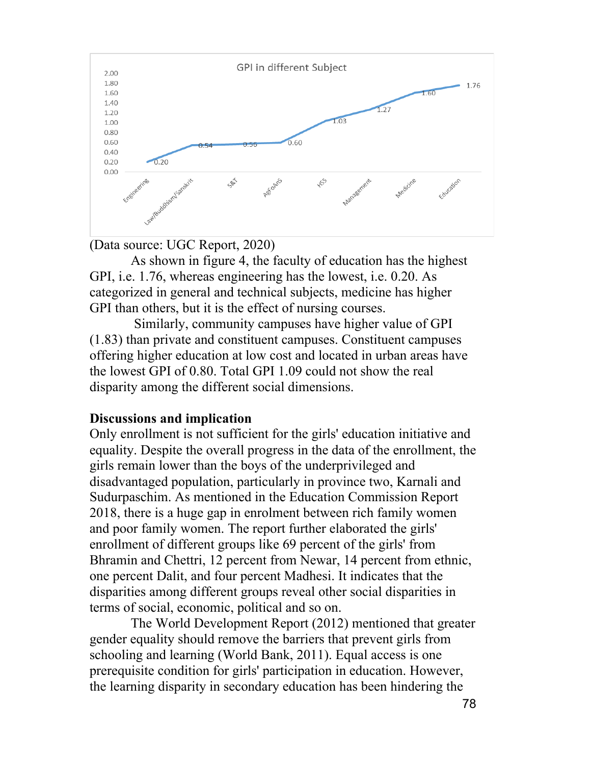(Data source: UGC Report, 2020)

As shown in figure 4, the faculty of education has the highest GPI, i.e. 1.76, whereas engineering has the lowest, i.e. 0.20. As categorized in general and technical subjects, medicine has higher GPI than others, but it is the effect of nursing courses.

Similarly, community campuses have higher value of GPI (1.83) than private and constituent campuses. Constituent campuses offering higher education at low cost and located in urban areas have the lowest GPI of 0.80. Total GPI 1.09 could not show the real disparity among the different social dimensions.

**Discussions and implication**

Only enrollment is not sufficient for the girls' education initiative and equality. Despite the overall progress in the data of the enrollment, the girls remain lower than the boys of the underprivileged and disadvantaged population, particularly in province two, Karnali and Sudurpaschim. As mentioned in the Education Commission Report 2018, there is a huge gap in enrolment between rich family women and poor family women. The report further elaborated the girls' enrollment of different groups like 69 percent of the girls' from Bhramin and Chettri, 12 percent from Newar, 14 percent from ethnic, one percent Dalit, and four percent Madhesi. It indicates that the disparities among different groups reveal other social disparities in terms of social, economic, political and so on.

The World Development Report (2012) mentioned that greater gender equality should remove the barriers that prevent girls from schooling and learning (World Bank, 2011). Equal access is one prerequisite condition for girls' participation in education. However, the learning disparity in secondary education has been hindering the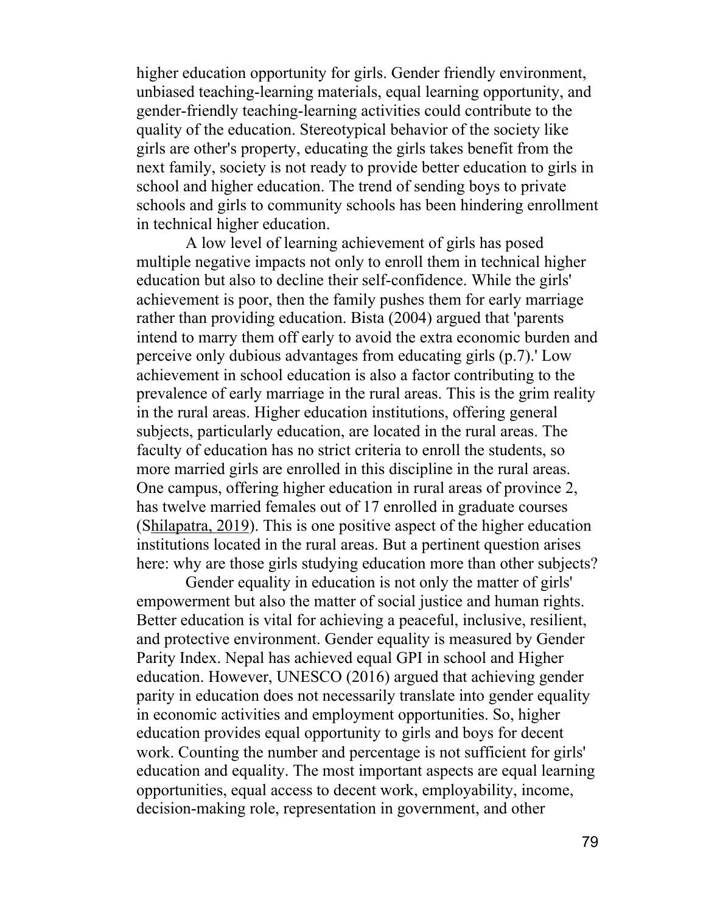higher education opportunity for girls. Gender friendly environment, unbiased teaching-learning materials, equal learning opportunity, and gender-friendly teaching-learning activities could contribute to the quality of the education. Stereotypical behavior of the society like girls are other's property, educating the girls takes benefit from the next family, society is not ready to provide better education to girls in school and higher education. The trend of sending boys to private schools and girls to community schools has been hindering enrollment in technical higher education.

A low level of learning achievement of girls has posed multiple negative impacts not only to enroll them in technical higher education but also to decline their self-confidence. While the girls' achievement is poor, then the family pushes them for early marriage rather than providing education. Bista (2004) argued that 'parents intend to marry them off early to avoid the extra economic burden and perceive only dubious advantages from educating girls (p.7).' Low achievement in school education is also a factor contributing to the prevalence of early marriage in the rural areas. This is the grim reality in the rural areas. Higher education institutions, offering general subjects, particularly education, are located in the rural areas. The faculty of education has no strict criteria to enroll the students, so more married girls are enrolled in this discipline in the rural areas. One campus, offering higher education in rural areas of province 2, has twelve married females out of 17 enrolled in graduate courses (Shilapatra, 2019). This is one positive aspect of the higher education institutions located in the rural areas. But a pertinent question arises here: why are those girls studying education more than other subjects?

Gender equality in education is not only the matter of girls' empowerment but also the matter of social justice and human rights. Better education is vital for achieving a peaceful, inclusive, resilient, and protective environment. Gender equality is measured by Gender Parity Index. Nepal has achieved equal GPI in school and Higher education. However, UNESCO (2016) argued that achieving gender parity in education does not necessarily translate into gender equality in economic activities and employment opportunities. So, higher education provides equal opportunity to girls and boys for decent work. Counting the number and percentage is not sufficient for girls' education and equality. The most important aspects are equal learning opportunities, equal access to decent work, employability, income, decision-making role, representation in government, and other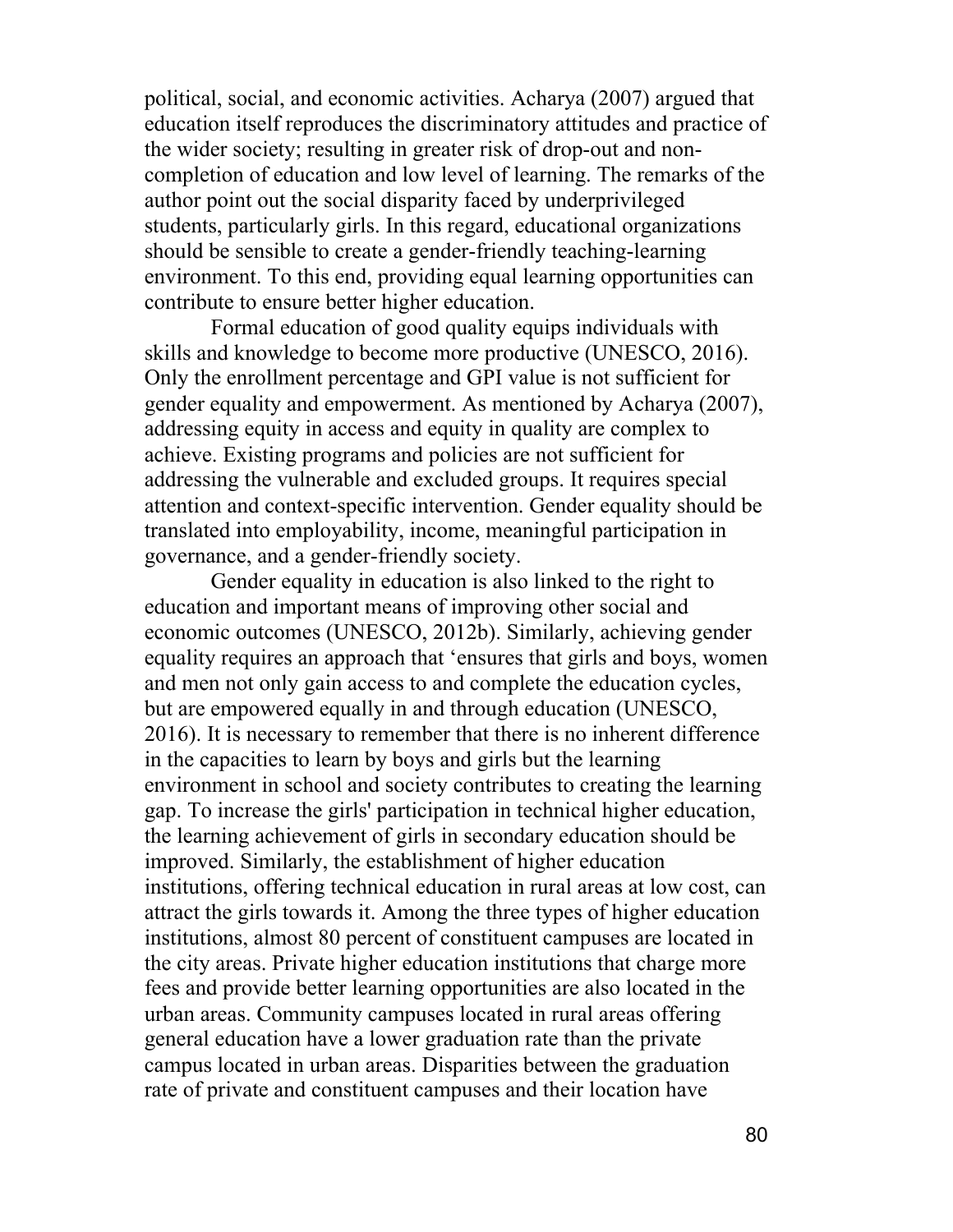political, social, and economic activities. Acharya (2007) argued that education itself reproduces the discriminatory attitudes and practice of the wider society; resulting in greater risk of drop-out and non-completion of education and low level of learning. The remarks of the author point out the social disparity faced by underprivileged students, particularly girls. In this regard, educational organizations should be sensible to create a gender-friendly teaching-learning environment. To this end, providing equal learning opportunities can contribute to ensure better higher education.

Formal education of good quality equips individuals with skills and knowledge to become more productive (UNESCO, 2016). Only the enrollment percentage and GPI value is not sufficient for gender equality and empowerment. As mentioned by Acharya (2007), addressing equity in access and equity in quality are complex to achieve. Existing programs and policies are not sufficient for addressing the vulnerable and excluded groups. It requires special attention and context-specific intervention. Gender equality should be translated into employability, income, meaningful participation in governance, and a gender-friendly society.

Gender equality in education is also linked to the right to education and important means of improving other social and economic outcomes (UNESCO, 2012b). Similarly, achieving gender equality requires an approach that 'ensures that girls and boys, women and men not only gain access to and complete the education cycles, but are empowered equally in and through education (UNESCO, 2016). It is necessary to remember that there is no inherent difference in the capacities to learn by boys and girls but the learning environment in school and society contributes to creating the learning gap. To increase the girls' participation in technical higher education, the learning achievement of girls in secondary education should be improved. Similarly, the establishment of higher education institutions, offering technical education in rural areas at low cost, can attract the girls towards it. Among the three types of higher education institutions, almost 80 percent of constituent campuses are located in the city areas. Private higher education institutions that charge more fees and provide better learning opportunities are also located in the urban areas. Community campuses located in rural areas offering general education have a lower graduation rate than the private campus located in urban areas. Disparities between the graduation rate of private and constituent campuses and their location have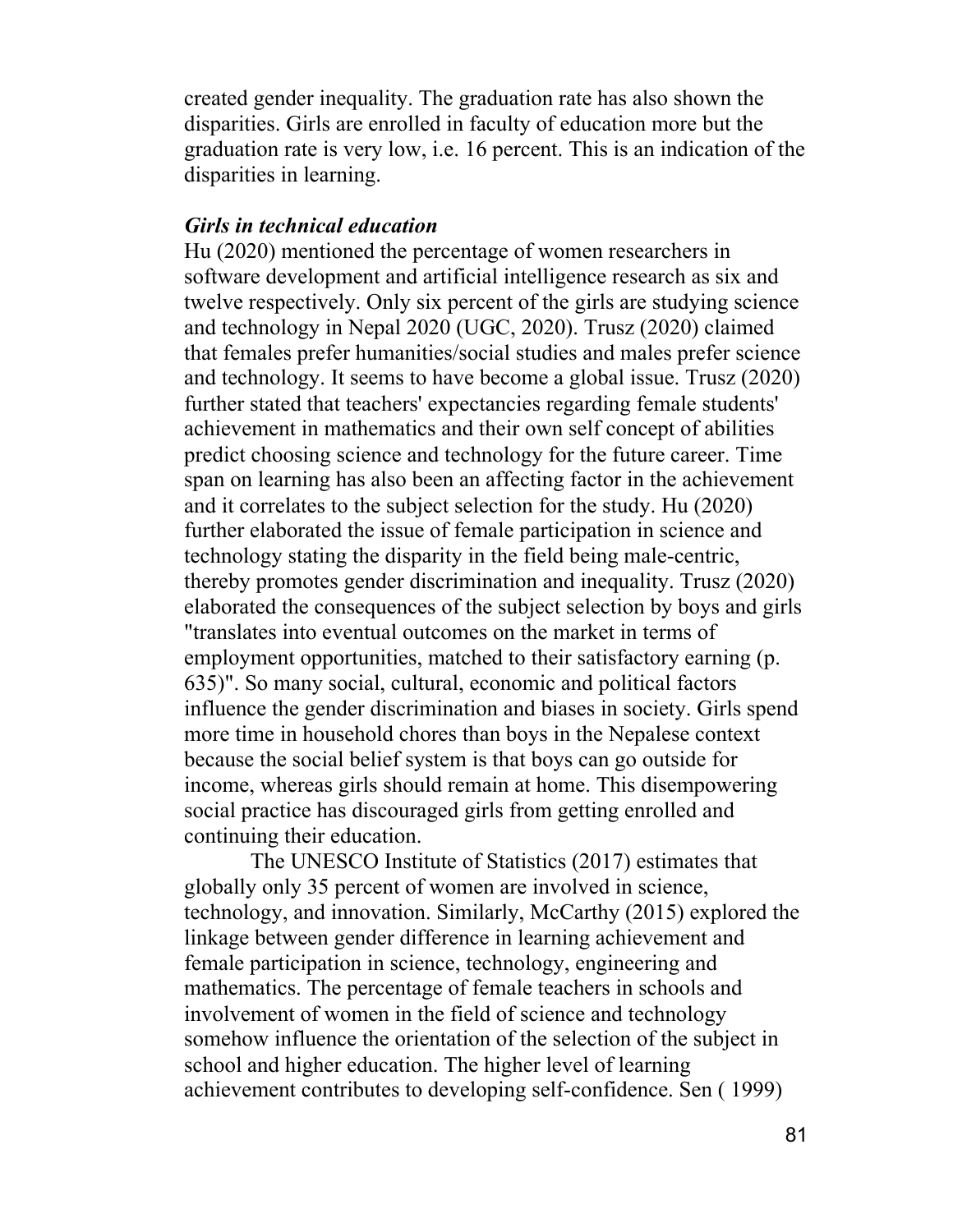created gender inequality. The graduation rate has also shown the disparities. Girls are enrolled in faculty of education more but the graduation rate is very low, i.e. 16 percent. This is an indication of the disparities in learning.

### *Girls in technical education*

Hu (2020) mentioned the percentage of women researchers in software development and artificial intelligence research as six and twelve respectively. Only six percent of the girls are studying science and technology in Nepal 2020 (UGC, 2020). Trusz (2020) claimed that females prefer humanities/social studies and males prefer science and technology. It seems to have become a global issue. Trusz (2020) further stated that teachers' expectancies regarding female students' achievement in mathematics and their own self concept of abilities predict choosing science and technology for the future career. Time span on learning has also been an affecting factor in the achievement and it correlates to the subject selection for the study. Hu (2020) further elaborated the issue of female participation in science and technology stating the disparity in the field being male-centric, thereby promotes gender discrimination and inequality. Trusz (2020) elaborated the consequences of the subject selection by boys and girls "translates into eventual outcomes on the market in terms of employment opportunities, matched to their satisfactory earning (p. 635)". So many social, cultural, economic and political factors influence the gender discrimination and biases in society. Girls spend more time in household chores than boys in the Nepalese context because the social belief system is that boys can go outside for income, whereas girls should remain at home. This disempowering social practice has discouraged girls from getting enrolled and continuing their education.

The UNESCO Institute of Statistics (2017) estimates that globally only 35 percent of women are involved in science, technology, and innovation. Similarly, McCarthy (2015) explored the linkage between gender difference in learning achievement and female participation in science, technology, engineering and mathematics. The percentage of female teachers in schools and involvement of women in the field of science and technology somehow influence the orientation of the selection of the subject in school and higher education. The higher level of learning achievement contributes to developing self-confidence. Sen ( 1999)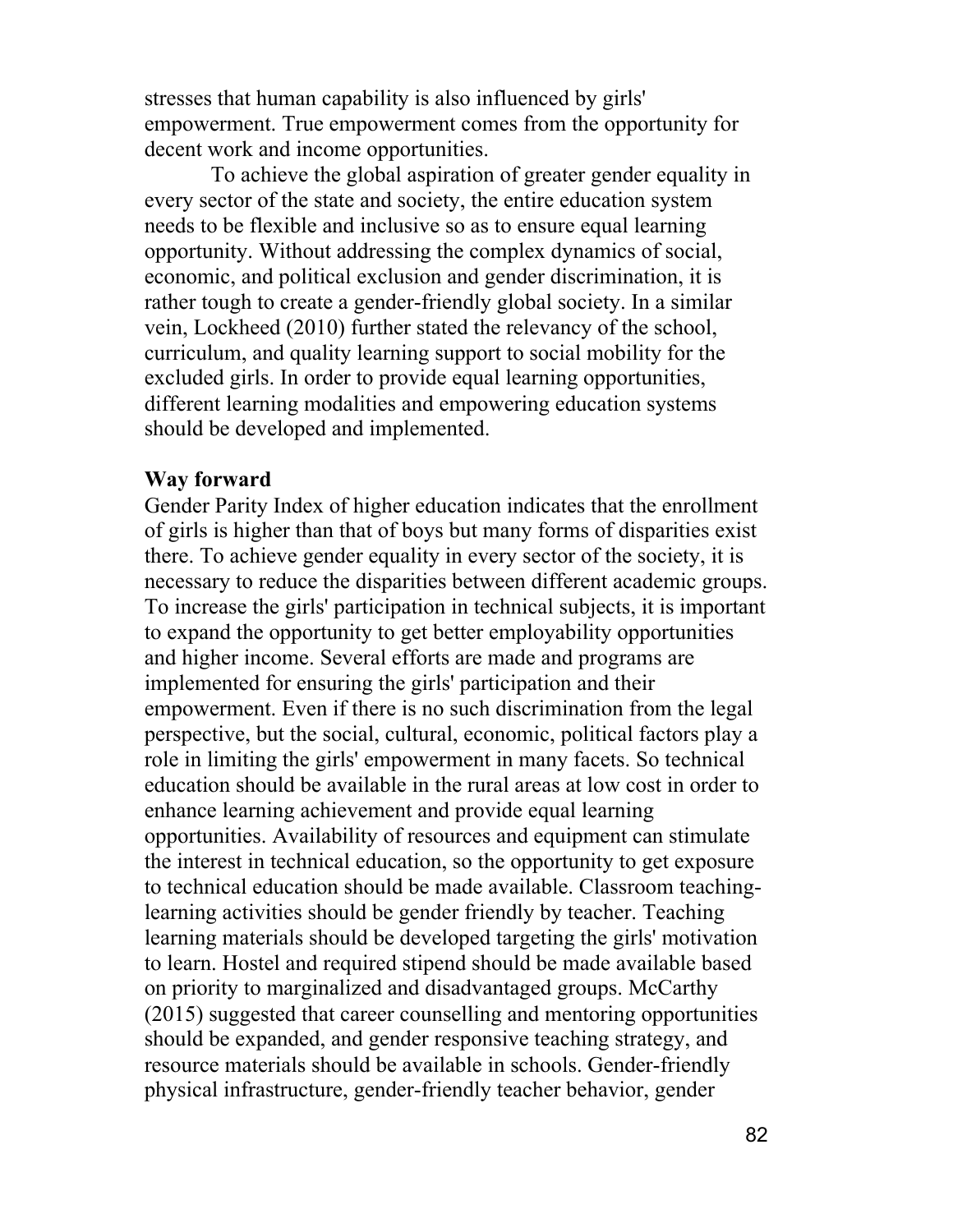stresses that human capability is also influenced by girls' empowerment. True empowerment comes from the opportunity for decent work and income opportunities.

To achieve the global aspiration of greater gender equality in every sector of the state and society, the entire education system needs to be flexible and inclusive so as to ensure equal learning opportunity. Without addressing the complex dynamics of social, economic, and political exclusion and gender discrimination, it is rather tough to create a gender-friendly global society. In a similar vein, Lockheed (2010) further stated the relevancy of the school, curriculum, and quality learning support to social mobility for the excluded girls. In order to provide equal learning opportunities, different learning modalities and empowering education systems should be developed and implemented.

## Way forward

Gender Parity Index of higher education indicates that the enrollment of girls is higher than that of boys but many forms of disparities exist there. To achieve gender equality in every sector of the society, it is necessary to reduce the disparities between different academic groups. To increase the girls' participation in technical subjects, it is important to expand the opportunity to get better employability opportunities and higher income. Several efforts are made and programs are implemented for ensuring the girls' participation and their empowerment. Even if there is no such discrimination from the legal perspective, but the social, cultural, economic, political factors play a role in limiting the girls' empowerment in many facets. So technical education should be available in the rural areas at low cost in order to enhance learning achievement and provide equal learning opportunities. Availability of resources and equipment can stimulate the interest in technical education, so the opportunity to get exposure to technical education should be made available. Classroom teaching-learning activities should be gender friendly by teacher. Teaching learning materials should be developed targeting the girls' motivation to learn. Hostel and required stipend should be made available based on priority to marginalized and disadvantaged groups. McCarthy (2015) suggested that career counselling and mentoring opportunities should be expanded, and gender responsive teaching strategy, and resource materials should be available in schools. Gender-friendly physical infrastructure, gender-friendly teacher behavior, gender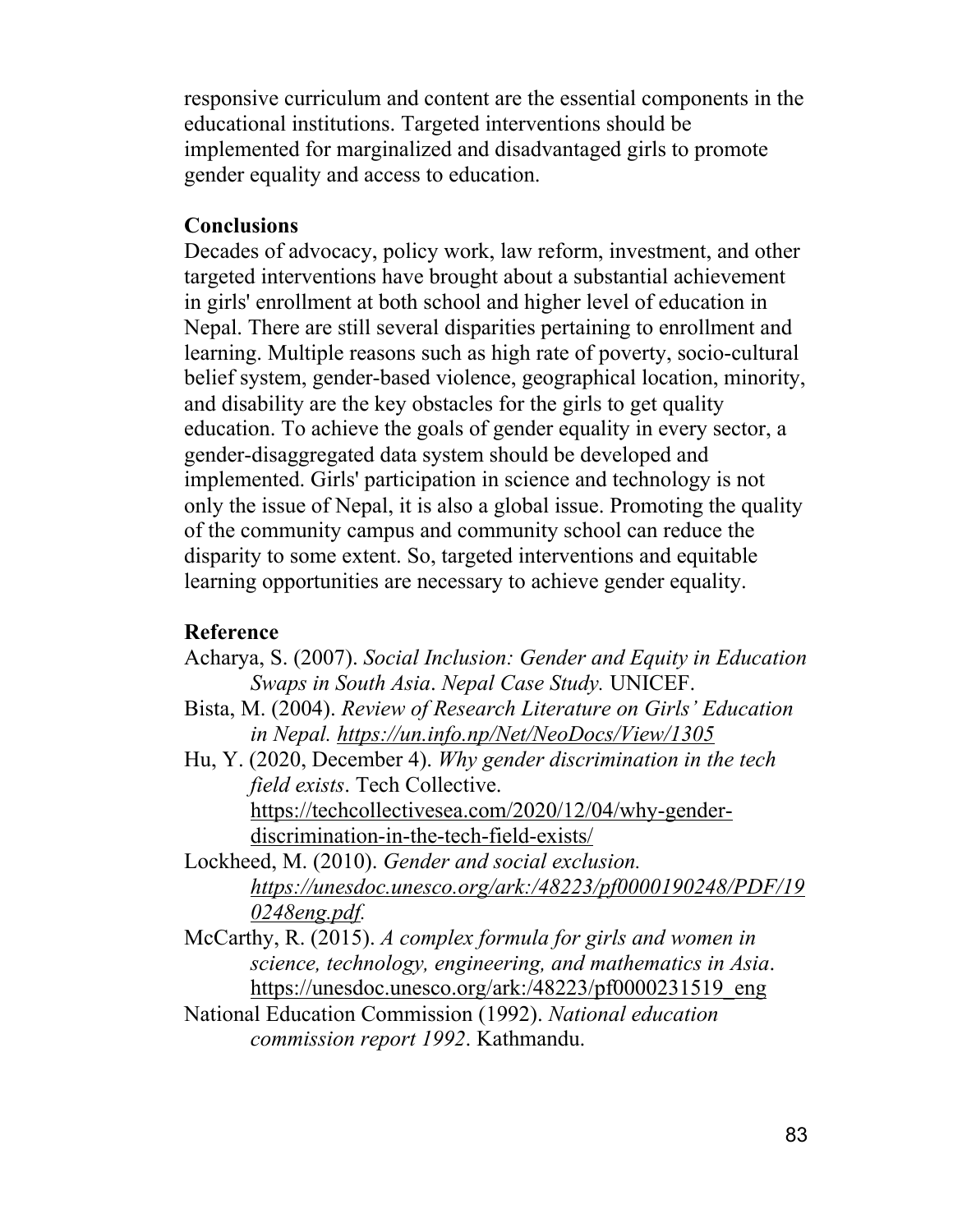responsive curriculum and content are the essential components in the educational institutions. Targeted interventions should be implemented for marginalized and disadvantaged girls to promote gender equality and access to education.

## Conclusions

Decades of advocacy, policy work, law reform, investment, and other targeted interventions have brought about a substantial achievement in girls' enrollment at both school and higher level of education in Nepal. There are still several disparities pertaining to enrollment and learning. Multiple reasons such as high rate of poverty, socio-cultural belief system, gender-based violence, geographical location, minority, and disability are the key obstacles for the girls to get quality education. To achieve the goals of gender equality in every sector, a gender-disaggregated data system should be developed and implemented. Girls' participation in science and technology is not only the issue of Nepal, it is also a global issue. Promoting the quality of the community campus and community school can reduce the disparity to some extent. So, targeted interventions and equitable learning opportunities are necessary to achieve gender equality.

## Reference

Acharya, S. (2007). *Social Inclusion: Gender and Equity in Education Swaps in South Asia*. *Nepal Case Study.* UNICEF.

Bista, M. (2004). *Review of Research Literature on Girls' Education in Nepal.* https://un.info.np/Net/NeoDocs/View/1305

Hu, Y. (2020, December 4). *Why gender discrimination in the tech field exists*. Tech Collective. https://techcollectivesea.com/2020/12/04/why-gender-discrimination-in-the-tech-field-exists/

Lockheed, M. (2010). *Gender and social exclusion. https://unesdoc.unesco.org/ark:/48223/pf0000190248/PDF/190248eng.pdf.*

McCarthy, R. (2015). *A complex formula for girls and women in science, technology, engineering, and mathematics in Asia*. https://unesdoc.unesco.org/ark:/48223/pf0000231519_eng

National Education Commission (1992). *National education commission report 1992*. Kathmandu.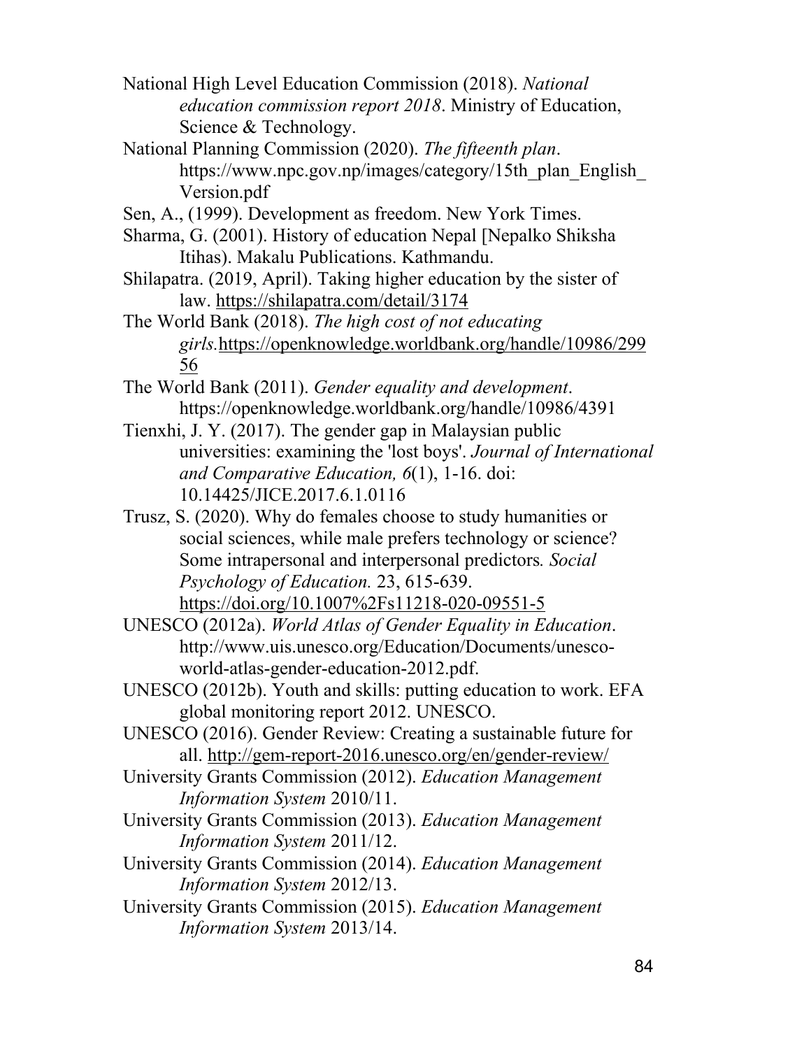National High Level Education Commission (2018). *National education commission report 2018*. Ministry of Education, Science & Technology.

National Planning Commission (2020). *The fifteenth plan*. https://www.npc.gov.np/images/category/15th_plan_English_Version.pdf

Sen, A., (1999). Development as freedom. New York Times.

Sharma, G. (2001). History of education Nepal [Nepalko Shiksha Itihas). Makalu Publications. Kathmandu.

Shilapatra. (2019, April). Taking higher education by the sister of law. https://shilapatra.com/detail/3174

The World Bank (2018). *The high cost of not educating girls.*https://openknowledge.worldbank.org/handle/10986/29956

The World Bank (2011). *Gender equality and development*. https://openknowledge.worldbank.org/handle/10986/4391

Tienxhi, J. Y. (2017). The gender gap in Malaysian public universities: examining the 'lost boys'. *Journal of International and Comparative Education, 6*(1), 1-16. doi: 10.14425/JICE.2017.6.1.0116

Trusz, S. (2020). Why do females choose to study humanities or social sciences, while male prefers technology or science? Some intrapersonal and interpersonal predictors*. Social Psychology of Education.* 23, 615-639. https://doi.org/10.1007%2Fs11218-020-09551-5

UNESCO (2012a). *World Atlas of Gender Equality in Education*. http://www.uis.unesco.org/Education/Documents/unesco-world-atlas-gender-education-2012.pdf.

UNESCO (2012b). Youth and skills: putting education to work. EFA global monitoring report 2012. UNESCO.

UNESCO (2016). Gender Review: Creating a sustainable future for all. http://gem-report-2016.unesco.org/en/gender-review/

University Grants Commission (2012). *Education Management Information System* 2010/11.

University Grants Commission (2013). *Education Management Information System* 2011/12.

University Grants Commission (2014). *Education Management Information System* 2012/13.

University Grants Commission (2015). *Education Management Information System* 2013/14.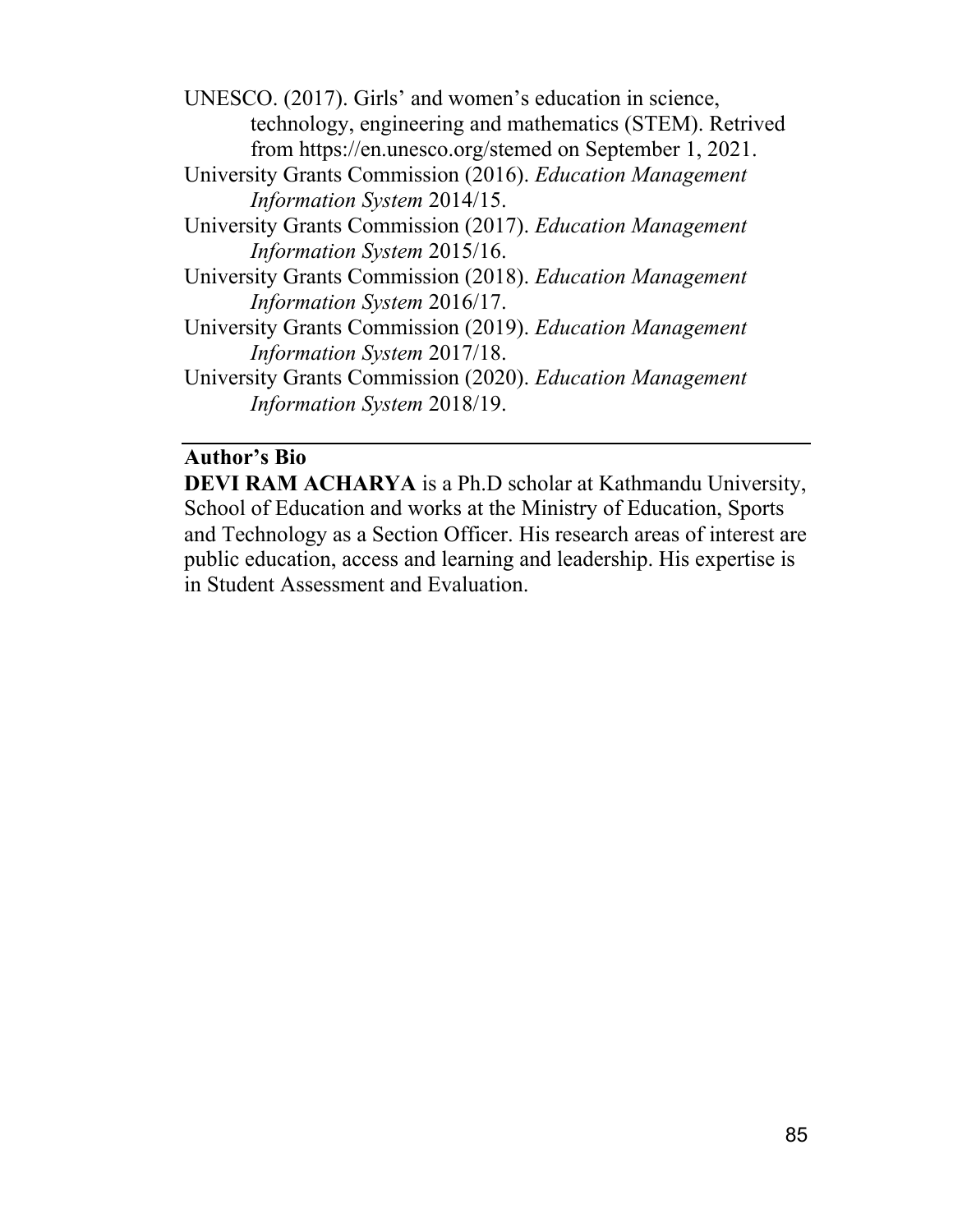UNESCO. (2017). Girls' and women's education in science, technology, engineering and mathematics (STEM). Retrived from https://en.unesco.org/stemed on September 1, 2021.

University Grants Commission (2016). *Education Management Information System* 2014/15.

University Grants Commission (2017). *Education Management Information System* 2015/16.

University Grants Commission (2018). *Education Management Information System* 2016/17.

University Grants Commission (2019). *Education Management Information System* 2017/18.

University Grants Commission (2020). *Education Management Information System* 2018/19.

---

## Author's Bio

**DEVI RAM ACHARYA** is a Ph.D scholar at Kathmandu University, School of Education and works at the Ministry of Education, Sports and Technology as a Section Officer. His research areas of interest are public education, access and learning and leadership. His expertise is in Student Assessment and Evaluation.